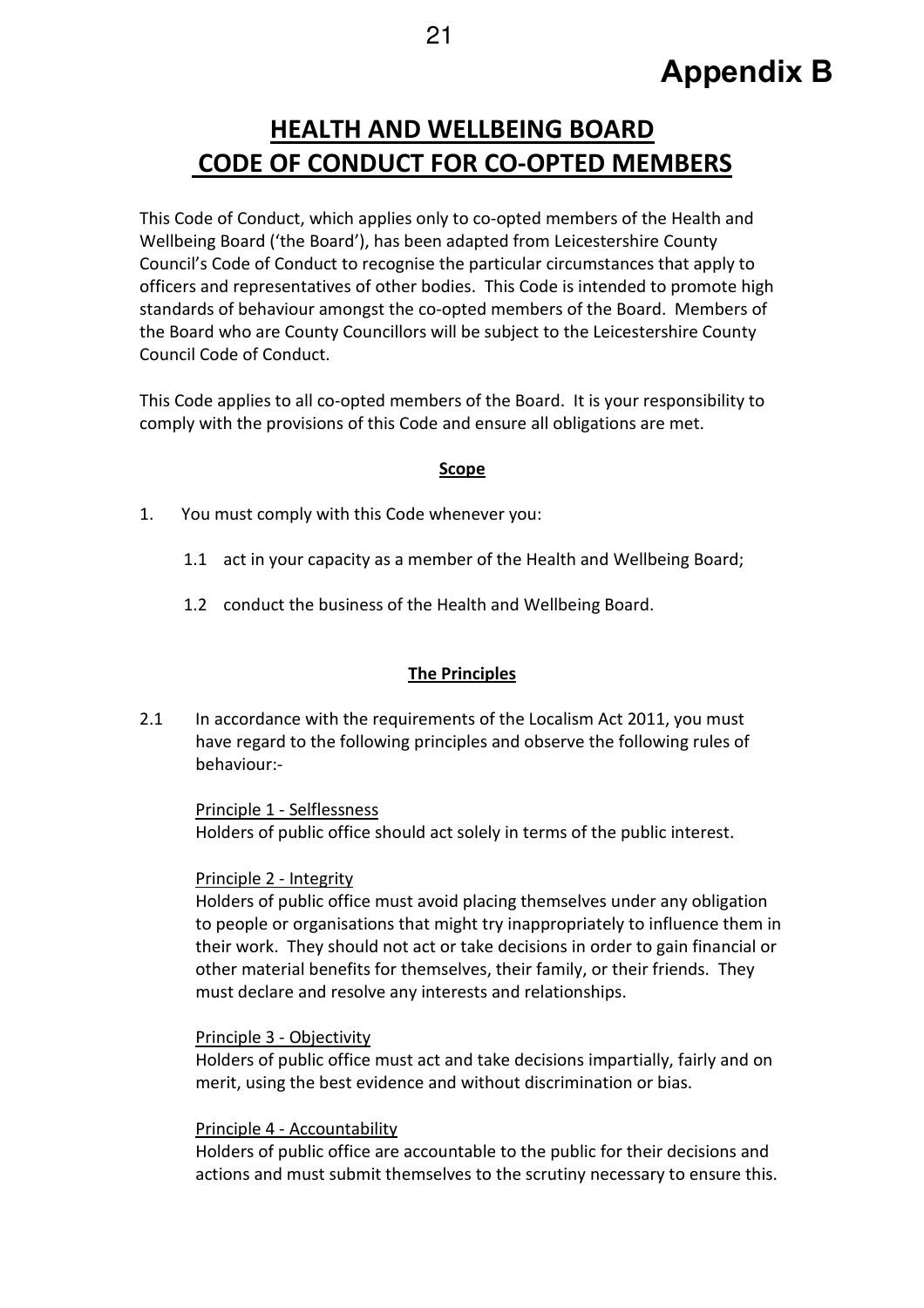**Appendix B**

# HEALTH AND WELLBEING BOARD CODE OF CONDUCT FOR CO-OPTED MEMBERS

This Code of Conduct, which applies only to co-opted members of the Health and Wellbeing Board ('the Board'), has been adapted from Leicestershire County Council's Code of Conduct to recognise the particular circumstances that apply to officers and representatives of other bodies. This Code is intended to promote high standards of behaviour amongst the co-opted members of the Board. Members of the Board who are County Councillors will be subject to the Leicestershire County Council Code of Conduct.

This Code applies to all co-opted members of the Board. It is your responsibility to comply with the provisions of this Code and ensure all obligations are met.

## Scope

1. You must comply with this Code whenever you:

   1.1 act in your capacity as a member of the Health and Wellbeing Board;

   1.2 conduct the business of the Health and Wellbeing Board.

## The Principles

2.1 In accordance with the requirements of the Localism Act 2011, you must have regard to the following principles and observe the following rules of behaviour:-

Principle 1 - Selflessness
Holders of public office should act solely in terms of the public interest.

Principle 2 - Integrity
Holders of public office must avoid placing themselves under any obligation to people or organisations that might try inappropriately to influence them in their work. They should not act or take decisions in order to gain financial or other material benefits for themselves, their family, or their friends. They must declare and resolve any interests and relationships.

Principle 3 - Objectivity
Holders of public office must act and take decisions impartially, fairly and on merit, using the best evidence and without discrimination or bias.

Principle 4 - Accountability
Holders of public office are accountable to the public for their decisions and actions and must submit themselves to the scrutiny necessary to ensure this.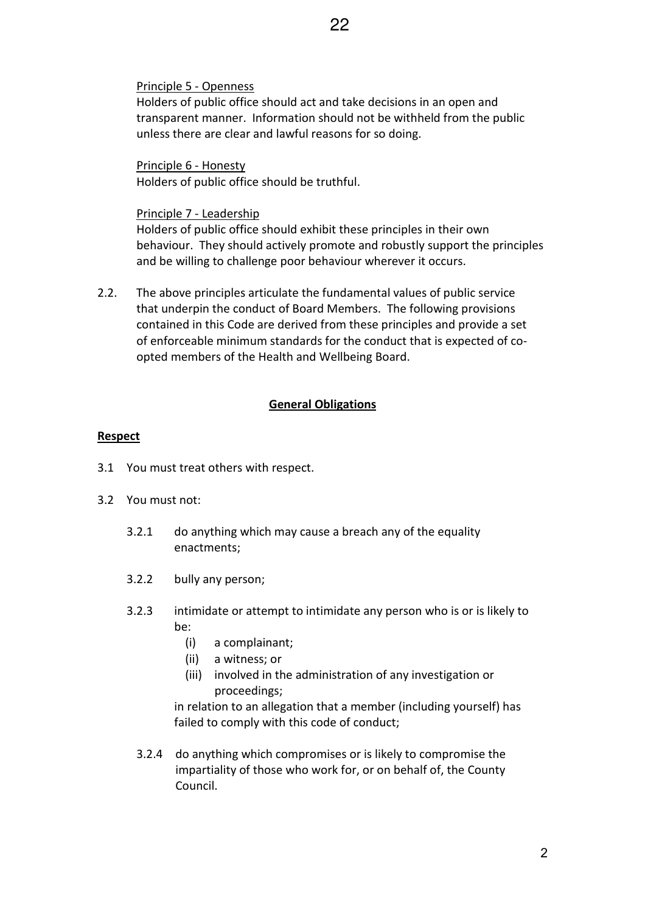Principle 5 - Openness
Holders of public office should act and take decisions in an open and transparent manner. Information should not be withheld from the public unless there are clear and lawful reasons for so doing.

Principle 6 - Honesty
Holders of public office should be truthful.

Principle 7 - Leadership
Holders of public office should exhibit these principles in their own behaviour. They should actively promote and robustly support the principles and be willing to challenge poor behaviour wherever it occurs.

2.2. The above principles articulate the fundamental values of public service that underpin the conduct of Board Members. The following provisions contained in this Code are derived from these principles and provide a set of enforceable minimum standards for the conduct that is expected of co-opted members of the Health and Wellbeing Board.

## General Obligations

### Respect

3.1 You must treat others with respect.

3.2 You must not:

3.2.1 do anything which may cause a breach any of the equality enactments;

3.2.2 bully any person;

3.2.3 intimidate or attempt to intimidate any person who is or is likely to be:

(i) a complainant;
(ii) a witness; or
(iii) involved in the administration of any investigation or proceedings;

in relation to an allegation that a member (including yourself) has failed to comply with this code of conduct;

3.2.4 do anything which compromises or is likely to compromise the impartiality of those who work for, or on behalf of, the County Council.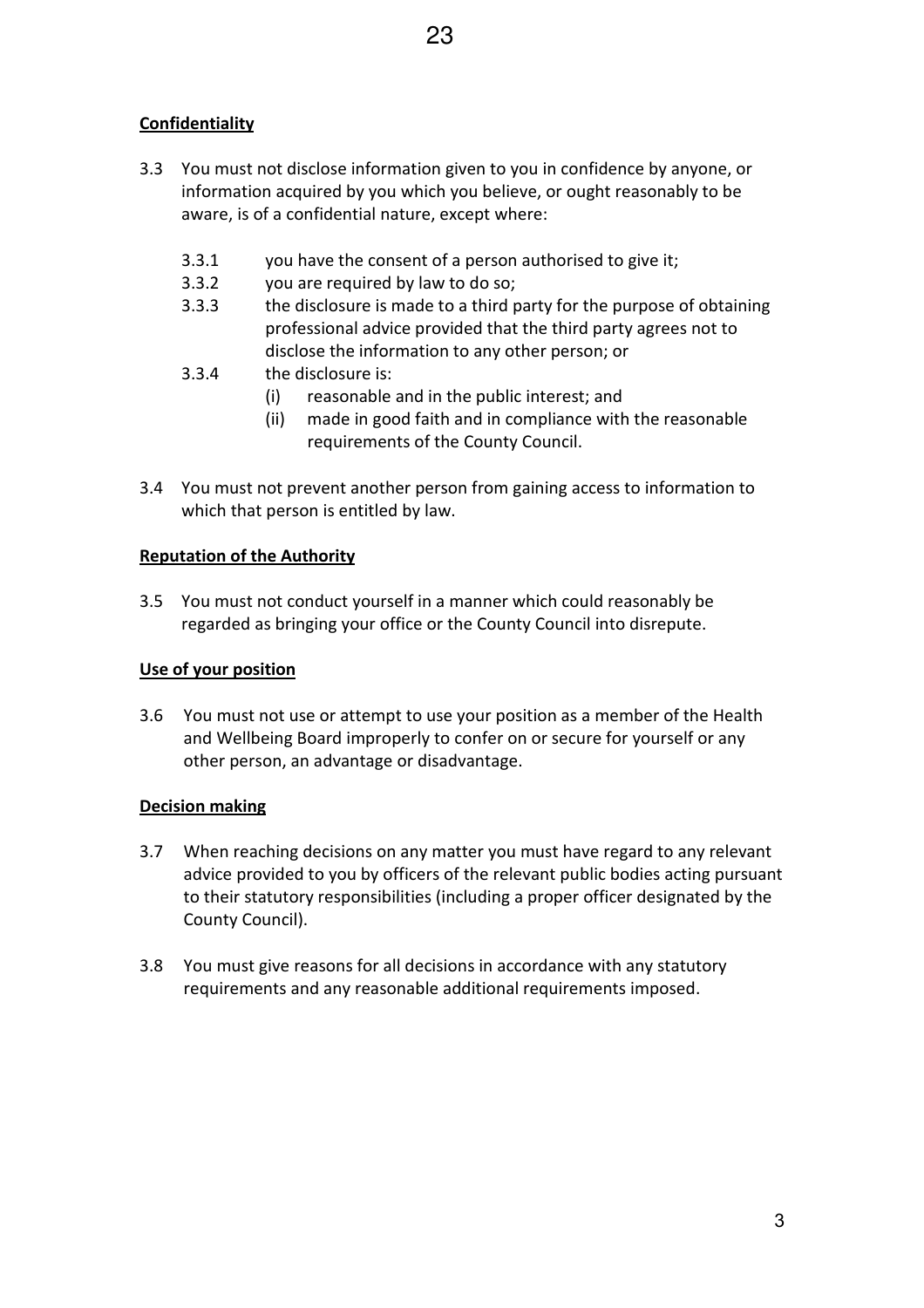**Confidentiality**

3.3 You must not disclose information given to you in confidence by anyone, or information acquired by you which you believe, or ought reasonably to be aware, is of a confidential nature, except where:

- 3.3.1 you have the consent of a person authorised to give it;
- 3.3.2 you are required by law to do so;
- 3.3.3 the disclosure is made to a third party for the purpose of obtaining professional advice provided that the third party agrees not to disclose the information to any other person; or
- 3.3.4 the disclosure is:
  - (i) reasonable and in the public interest; and
  - (ii) made in good faith and in compliance with the reasonable requirements of the County Council.

3.4 You must not prevent another person from gaining access to information to which that person is entitled by law.

**Reputation of the Authority**

3.5 You must not conduct yourself in a manner which could reasonably be regarded as bringing your office or the County Council into disrepute.

**Use of your position**

3.6 You must not use or attempt to use your position as a member of the Health and Wellbeing Board improperly to confer on or secure for yourself or any other person, an advantage or disadvantage.

**Decision making**

3.7 When reaching decisions on any matter you must have regard to any relevant advice provided to you by officers of the relevant public bodies acting pursuant to their statutory responsibilities (including a proper officer designated by the County Council).

3.8 You must give reasons for all decisions in accordance with any statutory requirements and any reasonable additional requirements imposed.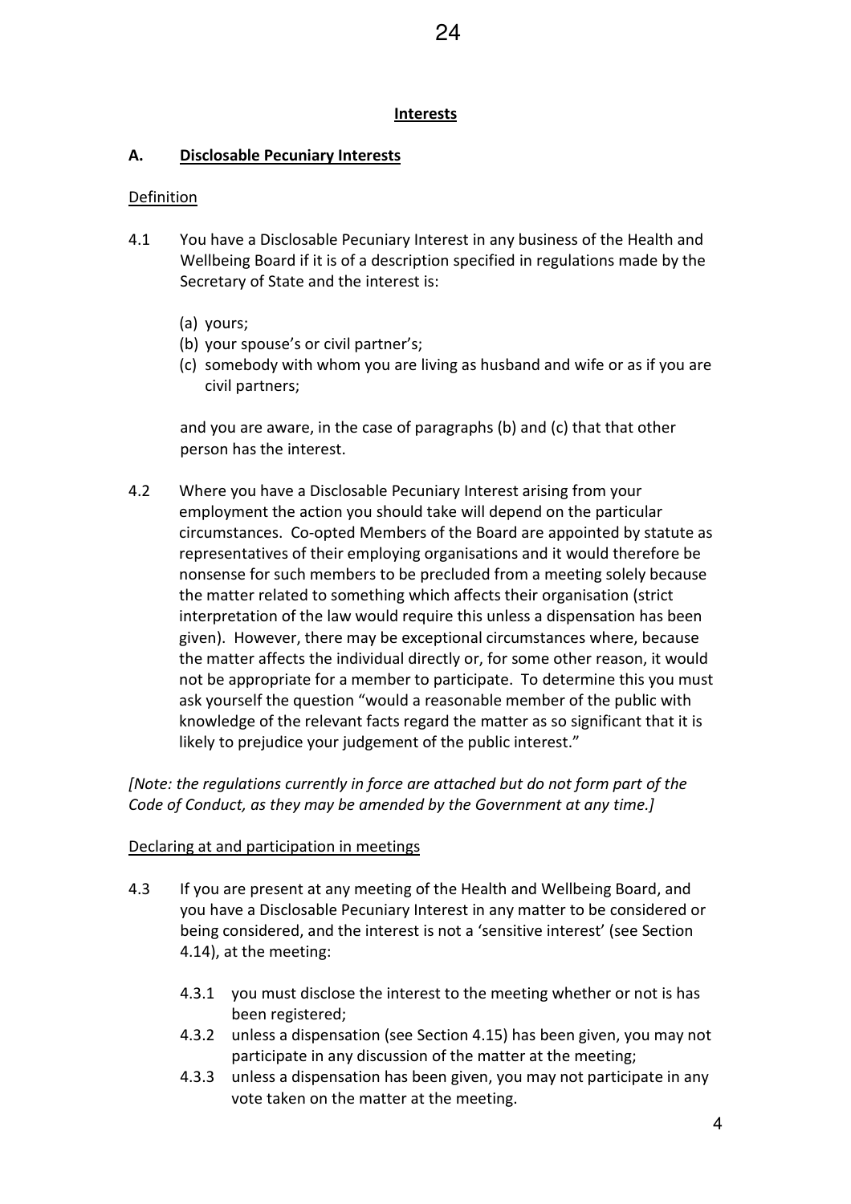## Interests

### A. Disclosable Pecuniary Interests

Definition

4.1 You have a Disclosable Pecuniary Interest in any business of the Health and Wellbeing Board if it is of a description specified in regulations made by the Secretary of State and the interest is:

(a) yours;
(b) your spouse's or civil partner's;
(c) somebody with whom you are living as husband and wife or as if you are civil partners;

and you are aware, in the case of paragraphs (b) and (c) that that other person has the interest.

4.2 Where you have a Disclosable Pecuniary Interest arising from your employment the action you should take will depend on the particular circumstances. Co-opted Members of the Board are appointed by statute as representatives of their employing organisations and it would therefore be nonsense for such members to be precluded from a meeting solely because the matter related to something which affects their organisation (strict interpretation of the law would require this unless a dispensation has been given). However, there may be exceptional circumstances where, because the matter affects the individual directly or, for some other reason, it would not be appropriate for a member to participate. To determine this you must ask yourself the question "would a reasonable member of the public with knowledge of the relevant facts regard the matter as so significant that it is likely to prejudice your judgement of the public interest."

*[Note: the regulations currently in force are attached but do not form part of the Code of Conduct, as they may be amended by the Government at any time.]*

Declaring at and participation in meetings

4.3 If you are present at any meeting of the Health and Wellbeing Board, and you have a Disclosable Pecuniary Interest in any matter to be considered or being considered, and the interest is not a 'sensitive interest' (see Section 4.14), at the meeting:

4.3.1 you must disclose the interest to the meeting whether or not is has been registered;

4.3.2 unless a dispensation (see Section 4.15) has been given, you may not participate in any discussion of the matter at the meeting;

4.3.3 unless a dispensation has been given, you may not participate in any vote taken on the matter at the meeting.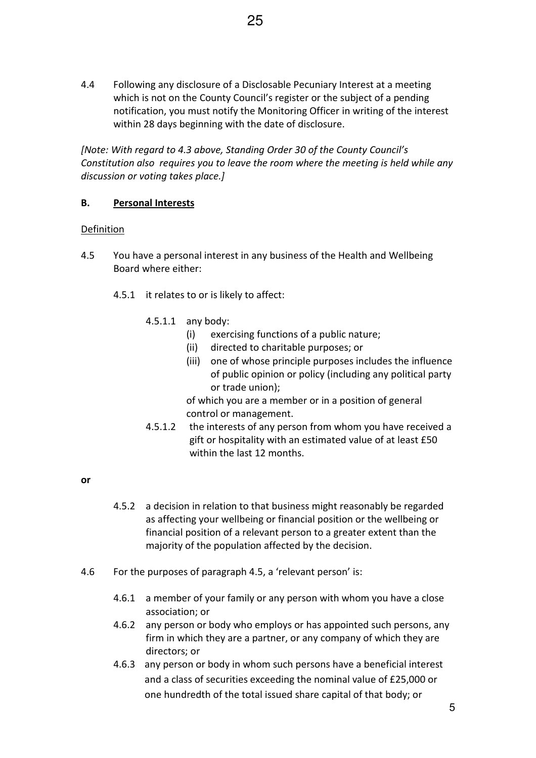4.4 Following any disclosure of a Disclosable Pecuniary Interest at a meeting which is not on the County Council's register or the subject of a pending notification, you must notify the Monitoring Officer in writing of the interest within 28 days beginning with the date of disclosure.

*[Note: With regard to 4.3 above, Standing Order 30 of the County Council's Constitution also requires you to leave the room where the meeting is held while any discussion or voting takes place.]*

### B. Personal Interests

Definition

4.5 You have a personal interest in any business of the Health and Wellbeing Board where either:

4.5.1 it relates to or is likely to affect:

4.5.1.1 any body:

(i) exercising functions of a public nature;

(ii) directed to charitable purposes; or

(iii) one of whose principle purposes includes the influence of public opinion or policy (including any political party or trade union);

of which you are a member or in a position of general control or management.

4.5.1.2 the interests of any person from whom you have received a gift or hospitality with an estimated value of at least £50 within the last 12 months.

**or**

4.5.2 a decision in relation to that business might reasonably be regarded as affecting your wellbeing or financial position or the wellbeing or financial position of a relevant person to a greater extent than the majority of the population affected by the decision.

4.6 For the purposes of paragraph 4.5, a 'relevant person' is:

4.6.1 a member of your family or any person with whom you have a close association; or

4.6.2 any person or body who employs or has appointed such persons, any firm in which they are a partner, or any company of which they are directors; or

4.6.3 any person or body in whom such persons have a beneficial interest and a class of securities exceeding the nominal value of £25,000 or one hundredth of the total issued share capital of that body; or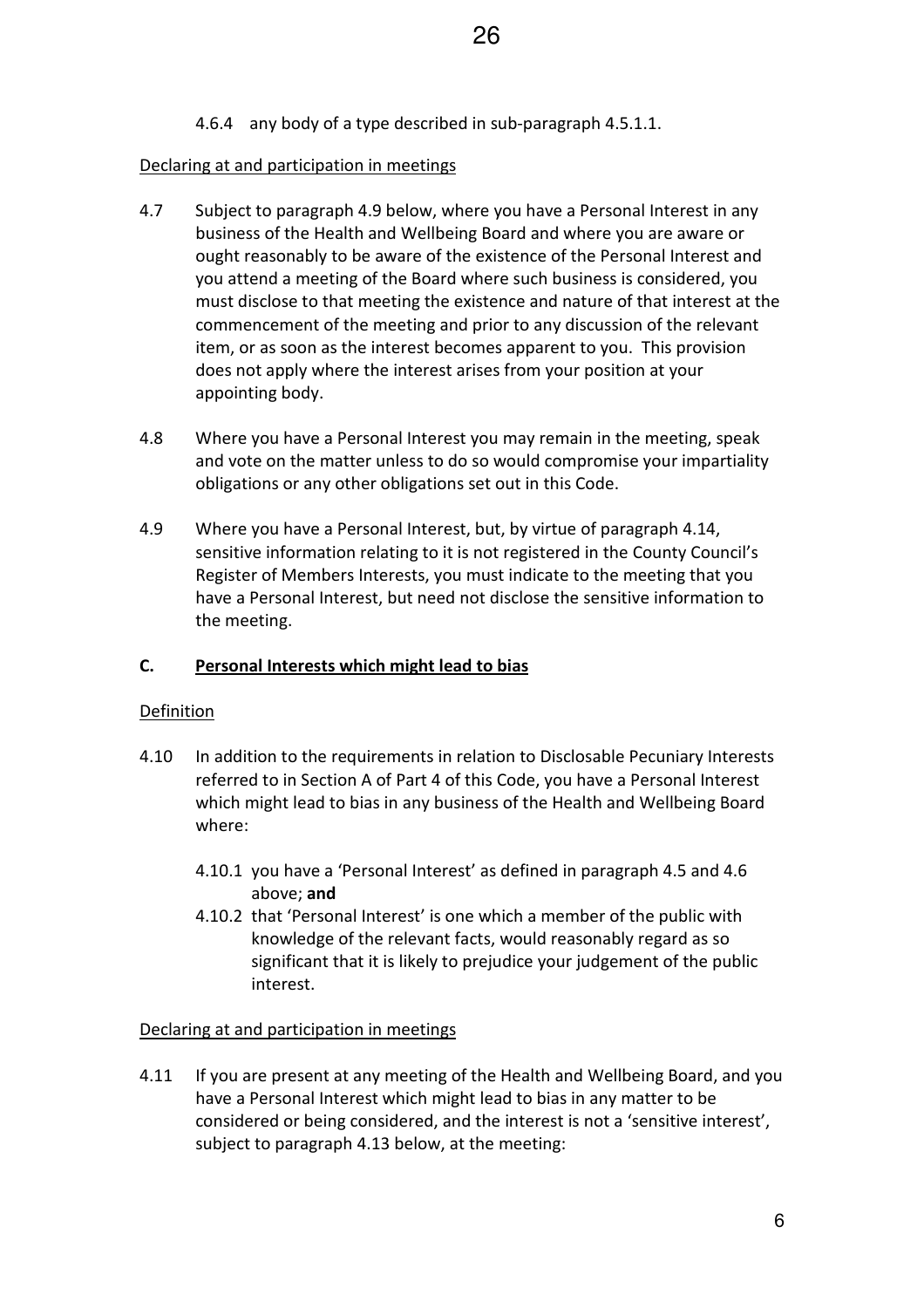4.6.4 any body of a type described in sub-paragraph 4.5.1.1.

Declaring at and participation in meetings

4.7 Subject to paragraph 4.9 below, where you have a Personal Interest in any business of the Health and Wellbeing Board and where you are aware or ought reasonably to be aware of the existence of the Personal Interest and you attend a meeting of the Board where such business is considered, you must disclose to that meeting the existence and nature of that interest at the commencement of the meeting and prior to any discussion of the relevant item, or as soon as the interest becomes apparent to you. This provision does not apply where the interest arises from your position at your appointing body.

4.8 Where you have a Personal Interest you may remain in the meeting, speak and vote on the matter unless to do so would compromise your impartiality obligations or any other obligations set out in this Code.

4.9 Where you have a Personal Interest, but, by virtue of paragraph 4.14, sensitive information relating to it is not registered in the County Council's Register of Members Interests, you must indicate to the meeting that you have a Personal Interest, but need not disclose the sensitive information to the meeting.

## C. Personal Interests which might lead to bias

Definition

4.10 In addition to the requirements in relation to Disclosable Pecuniary Interests referred to in Section A of Part 4 of this Code, you have a Personal Interest which might lead to bias in any business of the Health and Wellbeing Board where:

4.10.1 you have a 'Personal Interest' as defined in paragraph 4.5 and 4.6 above; **and**

4.10.2 that 'Personal Interest' is one which a member of the public with knowledge of the relevant facts, would reasonably regard as so significant that it is likely to prejudice your judgement of the public interest.

Declaring at and participation in meetings

4.11 If you are present at any meeting of the Health and Wellbeing Board, and you have a Personal Interest which might lead to bias in any matter to be considered or being considered, and the interest is not a 'sensitive interest', subject to paragraph 4.13 below, at the meeting: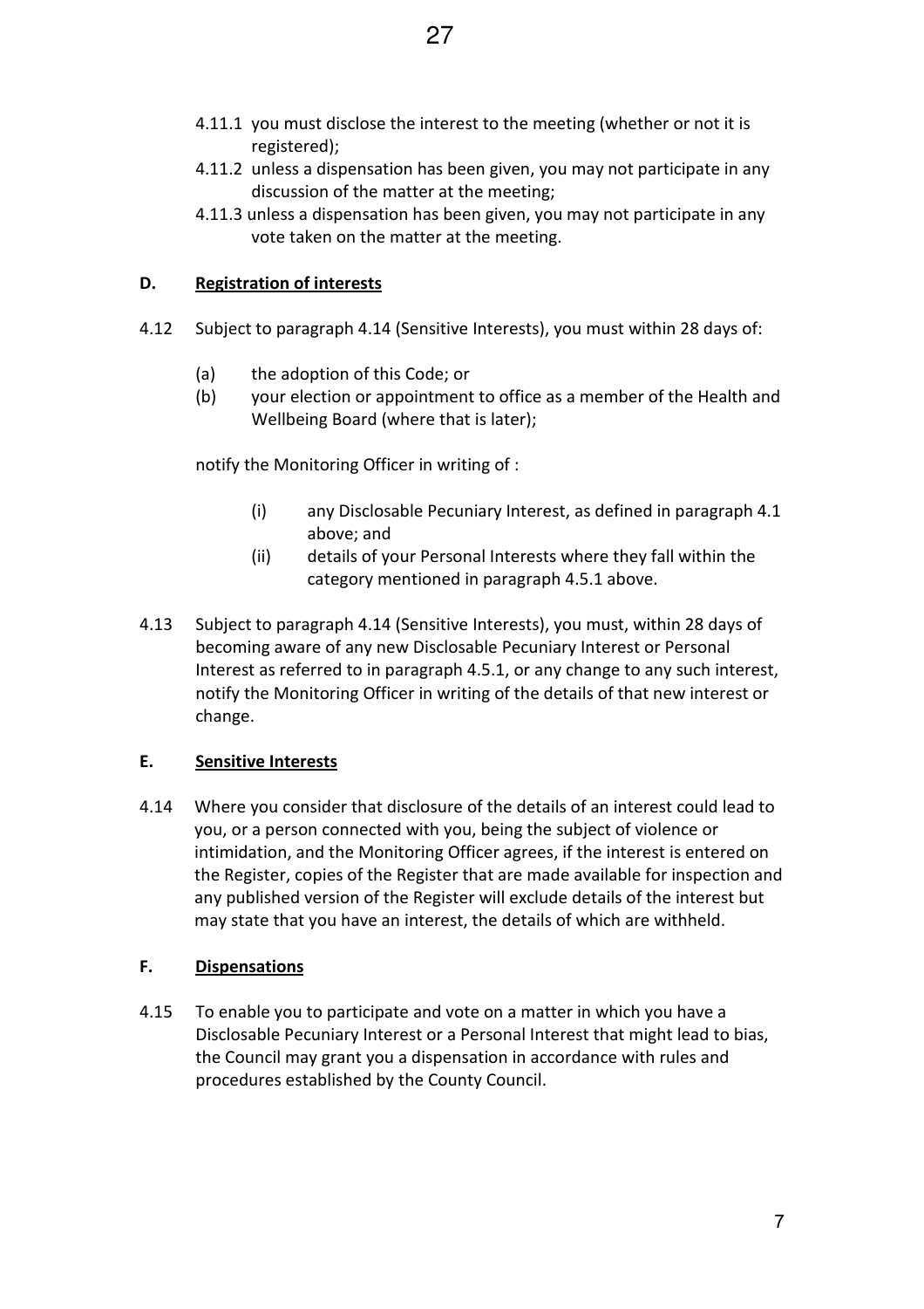4.11.1 you must disclose the interest to the meeting (whether or not it is registered);

4.11.2 unless a dispensation has been given, you may not participate in any discussion of the matter at the meeting;

4.11.3 unless a dispensation has been given, you may not participate in any vote taken on the matter at the meeting.

## D. Registration of interests

4.12 Subject to paragraph 4.14 (Sensitive Interests), you must within 28 days of:

(a) the adoption of this Code; or

(b) your election or appointment to office as a member of the Health and Wellbeing Board (where that is later);

notify the Monitoring Officer in writing of :

(i) any Disclosable Pecuniary Interest, as defined in paragraph 4.1 above; and

(ii) details of your Personal Interests where they fall within the category mentioned in paragraph 4.5.1 above.

4.13 Subject to paragraph 4.14 (Sensitive Interests), you must, within 28 days of becoming aware of any new Disclosable Pecuniary Interest or Personal Interest as referred to in paragraph 4.5.1, or any change to any such interest, notify the Monitoring Officer in writing of the details of that new interest or change.

## E. Sensitive Interests

4.14 Where you consider that disclosure of the details of an interest could lead to you, or a person connected with you, being the subject of violence or intimidation, and the Monitoring Officer agrees, if the interest is entered on the Register, copies of the Register that are made available for inspection and any published version of the Register will exclude details of the interest but may state that you have an interest, the details of which are withheld.

## F. Dispensations

4.15 To enable you to participate and vote on a matter in which you have a Disclosable Pecuniary Interest or a Personal Interest that might lead to bias, the Council may grant you a dispensation in accordance with rules and procedures established by the County Council.